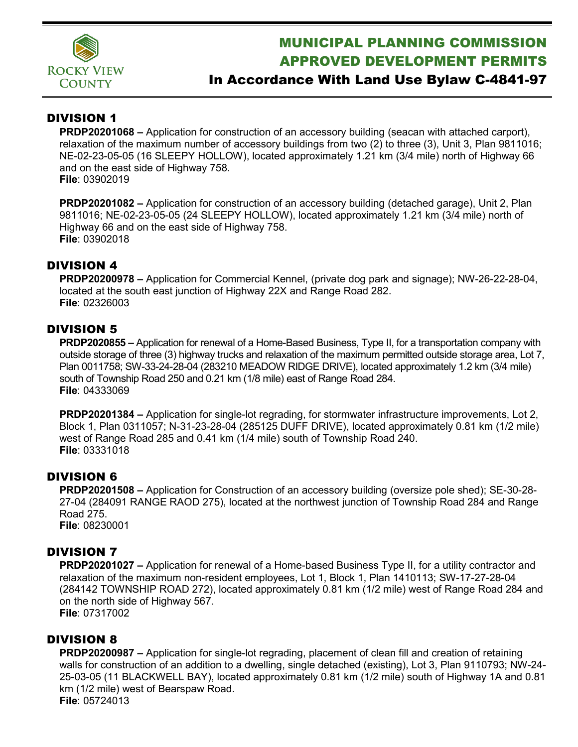# MUNICIPAL PLANNING COMMISSION APPROVED DEVELOPMENT PERMITS

## In Accordance With Land Use Bylaw C-4841-97

## DIVISION 1

**PRDP20201068 –** Application for construction of an accessory building (seacan with attached carport), relaxation of the maximum number of accessory buildings from two (2) to three (3), Unit 3, Plan 9811016; NE-02-23-05-05 (16 SLEEPY HOLLOW), located approximately 1.21 km (3/4 mile) north of Highway 66 and on the east side of Highway 758.
**File**: 03902019

**PRDP20201082 –** Application for construction of an accessory building (detached garage), Unit 2, Plan 9811016; NE-02-23-05-05 (24 SLEEPY HOLLOW), located approximately 1.21 km (3/4 mile) north of Highway 66 and on the east side of Highway 758.
**File**: 03902018

## DIVISION 4

**PRDP20200978 –** Application for Commercial Kennel, (private dog park and signage); NW-26-22-28-04, located at the south east junction of Highway 22X and Range Road 282.
**File**: 02326003

## DIVISION 5

**PRDP2020855 –** Application for renewal of a Home-Based Business, Type II, for a transportation company with outside storage of three (3) highway trucks and relaxation of the maximum permitted outside storage area, Lot 7, Plan 0011758; SW-33-24-28-04 (283210 MEADOW RIDGE DRIVE), located approximately 1.2 km (3/4 mile) south of Township Road 250 and 0.21 km (1/8 mile) east of Range Road 284.
**File**: 04333069

**PRDP20201384 –** Application for single-lot regrading, for stormwater infrastructure improvements, Lot 2, Block 1, Plan 0311057; N-31-23-28-04 (285125 DUFF DRIVE), located approximately 0.81 km (1/2 mile) west of Range Road 285 and 0.41 km (1/4 mile) south of Township Road 240.
**File**: 03331018

## DIVISION 6

**PRDP20201508 –** Application for Construction of an accessory building (oversize pole shed); SE-30-28-27-04 (284091 RANGE RAOD 275), located at the northwest junction of Township Road 284 and Range Road 275.
**File**: 08230001

## DIVISION 7

**PRDP20201027 –** Application for renewal of a Home-based Business Type II, for a utility contractor and relaxation of the maximum non-resident employees, Lot 1, Block 1, Plan 1410113; SW-17-27-28-04 (284142 TOWNSHIP ROAD 272), located approximately 0.81 km (1/2 mile) west of Range Road 284 and on the north side of Highway 567.
**File**: 07317002

## DIVISION 8

**PRDP20200987 –** Application for single-lot regrading, placement of clean fill and creation of retaining walls for construction of an addition to a dwelling, single detached (existing), Lot 3, Plan 9110793; NW-24-25-03-05 (11 BLACKWELL BAY), located approximately 0.81 km (1/2 mile) south of Highway 1A and 0.81 km (1/2 mile) west of Bearspaw Road.
**File**: 05724013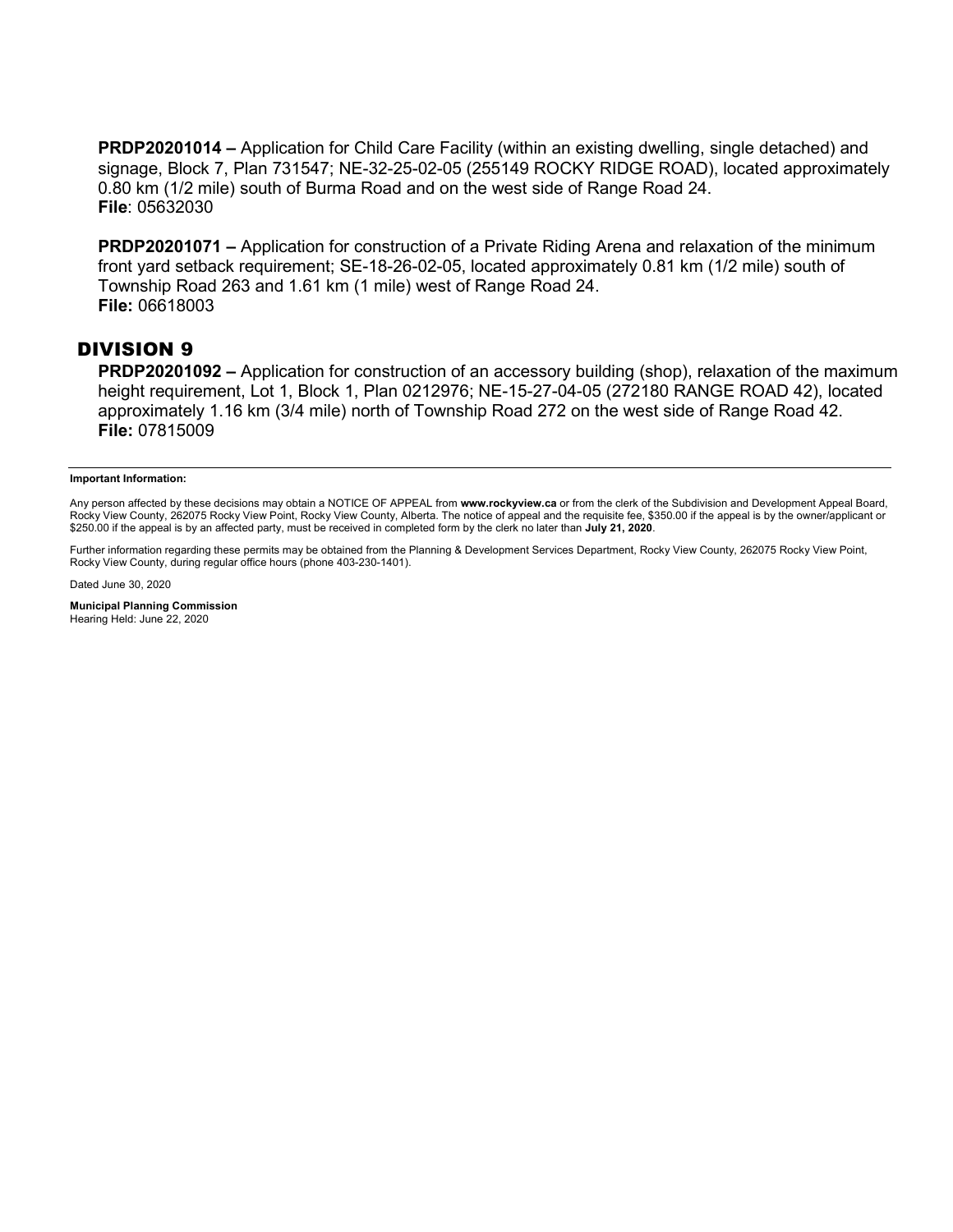**PRDP20201014 –** Application for Child Care Facility (within an existing dwelling, single detached) and signage, Block 7, Plan 731547; NE-32-25-02-05 (255149 ROCKY RIDGE ROAD), located approximately 0.80 km (1/2 mile) south of Burma Road and on the west side of Range Road 24.
**File**: 05632030

**PRDP20201071 –** Application for construction of a Private Riding Arena and relaxation of the minimum front yard setback requirement; SE-18-26-02-05, located approximately 0.81 km (1/2 mile) south of Township Road 263 and 1.61 km (1 mile) west of Range Road 24.
**File:** 06618003

## DIVISION 9

**PRDP20201092 –** Application for construction of an accessory building (shop), relaxation of the maximum height requirement, Lot 1, Block 1, Plan 0212976; NE-15-27-04-05 (272180 RANGE ROAD 42), located approximately 1.16 km (3/4 mile) north of Township Road 272 on the west side of Range Road 42.
**File:** 07815009

---

**Important Information:**

Any person affected by these decisions may obtain a NOTICE OF APPEAL from **www.rockyview.ca** or from the clerk of the Subdivision and Development Appeal Board, Rocky View County, 262075 Rocky View Point, Rocky View County, Alberta. The notice of appeal and the requisite fee, $350.00 if the appeal is by the owner/applicant or $250.00 if the appeal is by an affected party, must be received in completed form by the clerk no later than **July 21, 2020**.

Further information regarding these permits may be obtained from the Planning & Development Services Department, Rocky View County, 262075 Rocky View Point, Rocky View County, during regular office hours (phone 403-230-1401).

Dated June 30, 2020

**Municipal Planning Commission**
Hearing Held: June 22, 2020